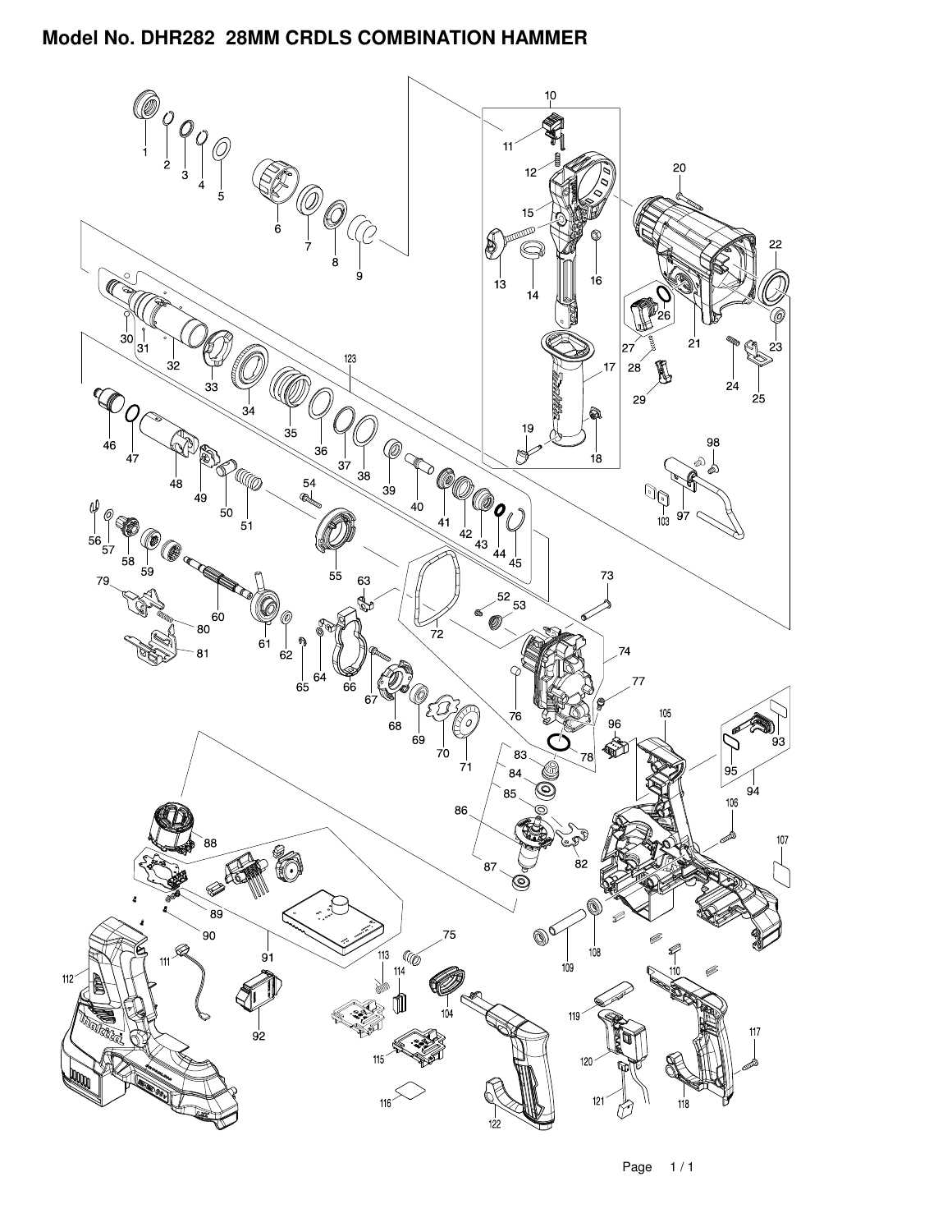# Model No. DHR282 28MM CRDLS COMBINATION HAMMER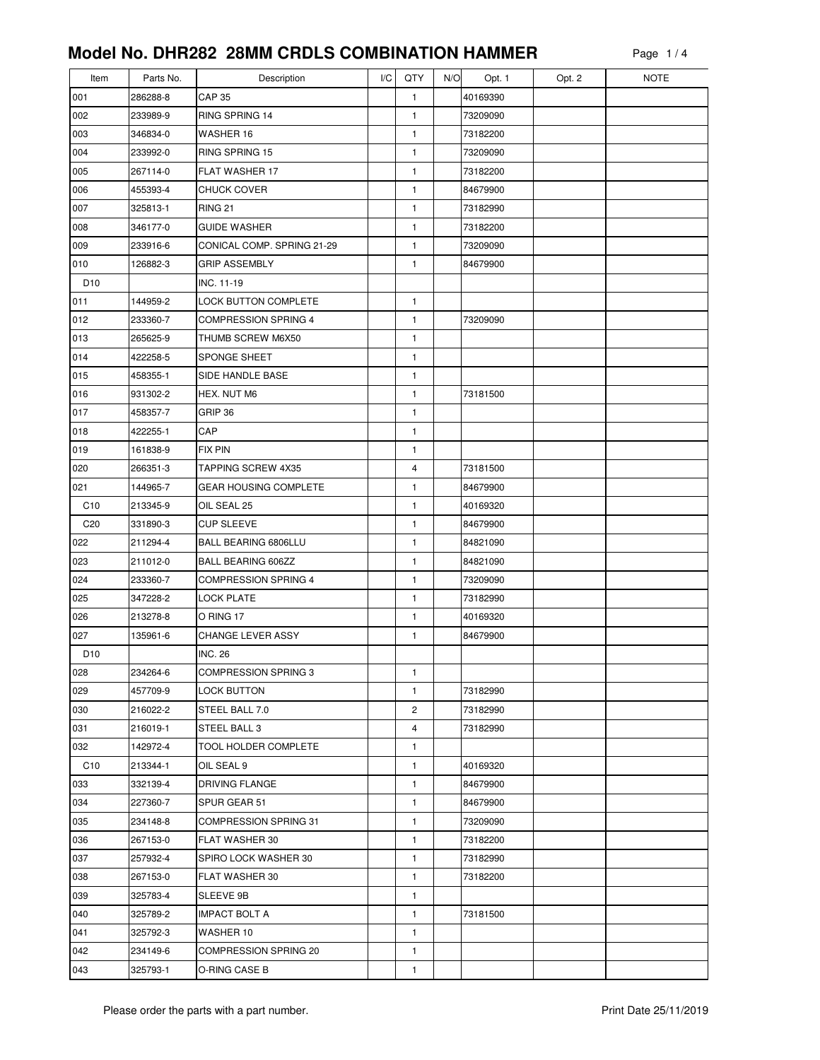# Model No. DHR282 28MM CRDLS COMBINATION HAMMER

| Item | Parts No. | Description | I/C | QTY | N/O | Opt. 1 | Opt. 2 | NOTE |
|---|---|---|---|---|---|---|---|---|
| 001 | 286288-8 | CAP 35 | | 1 | | 40169390 | | |
| 002 | 233989-9 | RING SPRING 14 | | 1 | | 73209090 | | |
| 003 | 346834-0 | WASHER 16 | | 1 | | 73182200 | | |
| 004 | 233992-0 | RING SPRING 15 | | 1 | | 73209090 | | |
| 005 | 267114-0 | FLAT WASHER 17 | | 1 | | 73182200 | | |
| 006 | 455393-4 | CHUCK COVER | | 1 | | 84679900 | | |
| 007 | 325813-1 | RING 21 | | 1 | | 73182990 | | |
| 008 | 346177-0 | GUIDE WASHER | | 1 | | 73182200 | | |
| 009 | 233916-6 | CONICAL COMP. SPRING 21-29 | | 1 | | 73209090 | | |
| 010 | 126882-3 | GRIP ASSEMBLY | | 1 | | 84679900 | | |
| D10 | | INC. 11-19 | | | | | | |
| 011 | 144959-2 | LOCK BUTTON COMPLETE | | 1 | | | | |
| 012 | 233360-7 | COMPRESSION SPRING 4 | | 1 | | 73209090 | | |
| 013 | 265625-9 | THUMB SCREW M6X50 | | 1 | | | | |
| 014 | 422258-5 | SPONGE SHEET | | 1 | | | | |
| 015 | 458355-1 | SIDE HANDLE BASE | | 1 | | | | |
| 016 | 931302-2 | HEX. NUT M6 | | 1 | | 73181500 | | |
| 017 | 458357-7 | GRIP 36 | | 1 | | | | |
| 018 | 422255-1 | CAP | | 1 | | | | |
| 019 | 161838-9 | FIX PIN | | 1 | | | | |
| 020 | 266351-3 | TAPPING SCREW 4X35 | | 4 | | 73181500 | | |
| 021 | 144965-7 | GEAR HOUSING COMPLETE | | 1 | | 84679900 | | |
| C10 | 213345-9 | OIL SEAL 25 | | 1 | | 40169320 | | |
| C20 | 331890-3 | CUP SLEEVE | | 1 | | 84679900 | | |
| 022 | 211294-4 | BALL BEARING 6806LLU | | 1 | | 84821090 | | |
| 023 | 211012-0 | BALL BEARING 606ZZ | | 1 | | 84821090 | | |
| 024 | 233360-7 | COMPRESSION SPRING 4 | | 1 | | 73209090 | | |
| 025 | 347228-2 | LOCK PLATE | | 1 | | 73182990 | | |
| 026 | 213278-8 | O RING 17 | | 1 | | 40169320 | | |
| 027 | 135961-6 | CHANGE LEVER ASSY | | 1 | | 84679900 | | |
| D10 | | INC. 26 | | | | | | |
| 028 | 234264-6 | COMPRESSION SPRING 3 | | 1 | | | | |
| 029 | 457709-9 | LOCK BUTTON | | 1 | | 73182990 | | |
| 030 | 216022-2 | STEEL BALL 7.0 | | 2 | | 73182990 | | |
| 031 | 216019-1 | STEEL BALL 3 | | 4 | | 73182990 | | |
| 032 | 142972-4 | TOOL HOLDER COMPLETE | | 1 | | | | |
| C10 | 213344-1 | OIL SEAL 9 | | 1 | | 40169320 | | |
| 033 | 332139-4 | DRIVING FLANGE | | 1 | | 84679900 | | |
| 034 | 227360-7 | SPUR GEAR 51 | | 1 | | 84679900 | | |
| 035 | 234148-8 | COMPRESSION SPRING 31 | | 1 | | 73209090 | | |
| 036 | 267153-0 | FLAT WASHER 30 | | 1 | | 73182200 | | |
| 037 | 257932-4 | SPIRO LOCK WASHER 30 | | 1 | | 73182990 | | |
| 038 | 267153-0 | FLAT WASHER 30 | | 1 | | 73182200 | | |
| 039 | 325783-4 | SLEEVE 9B | | 1 | | | | |
| 040 | 325789-2 | IMPACT BOLT A | | 1 | | 73181500 | | |
| 041 | 325792-3 | WASHER 10 | | 1 | | | | |
| 042 | 234149-6 | COMPRESSION SPRING 20 | | 1 | | | | |
| 043 | 325793-1 | O-RING CASE B | | 1 | | | | |

Please order the parts with a part number.

Print Date 25/11/2019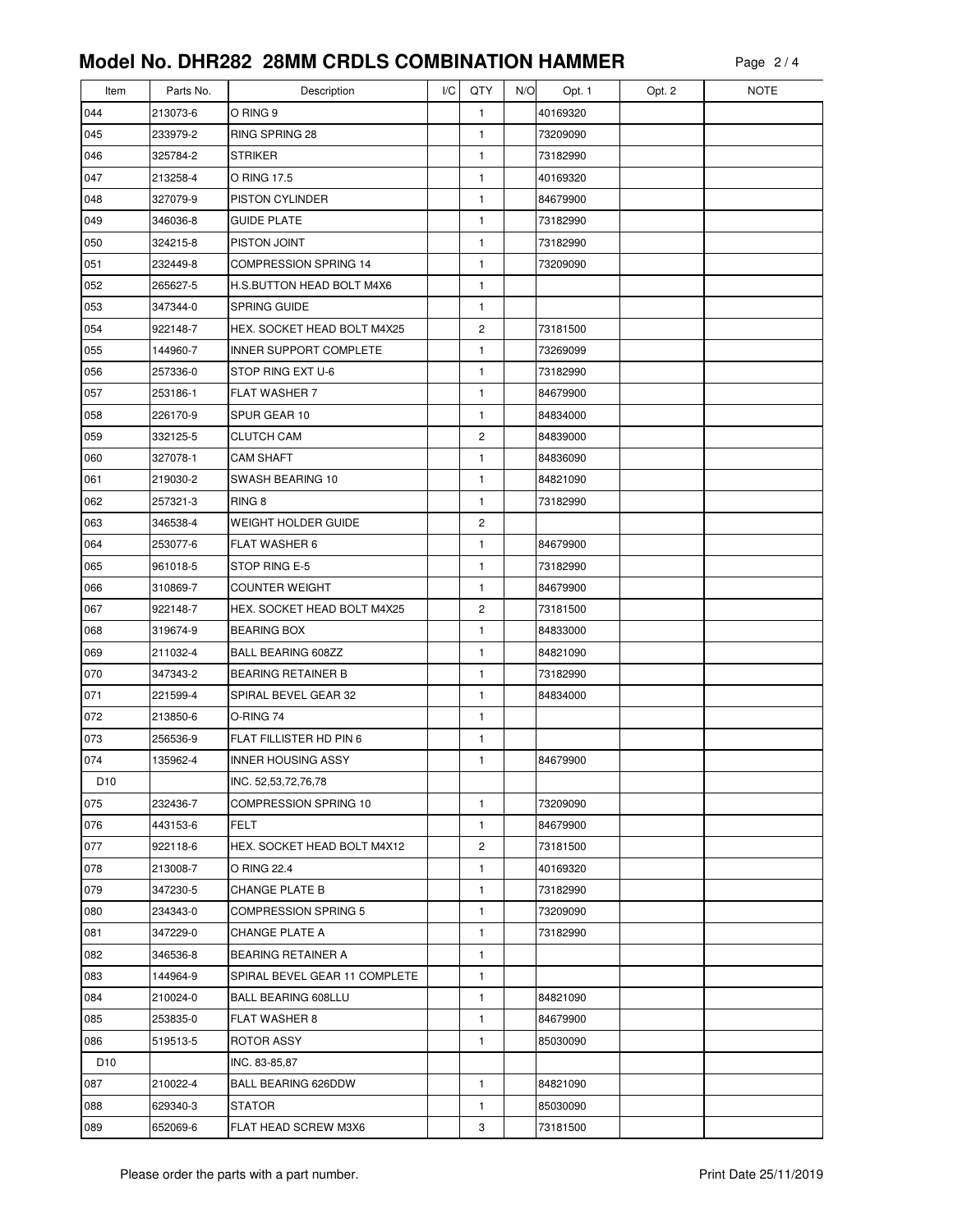# Model No. DHR282 28MM CRDLS COMBINATION HAMMER

| Item | Parts No. | Description | I/C | QTY | N/O | Opt. 1 | Opt. 2 | NOTE |
|---|---|---|---|---|---|---|---|---|
| 044 | 213073-6 | O RING 9 | | 1 | | 40169320 | | |
| 045 | 233979-2 | RING SPRING 28 | | 1 | | 73209090 | | |
| 046 | 325784-2 | STRIKER | | 1 | | 73182990 | | |
| 047 | 213258-4 | O RING 17.5 | | 1 | | 40169320 | | |
| 048 | 327079-9 | PISTON CYLINDER | | 1 | | 84679900 | | |
| 049 | 346036-8 | GUIDE PLATE | | 1 | | 73182990 | | |
| 050 | 324215-8 | PISTON JOINT | | 1 | | 73182990 | | |
| 051 | 232449-8 | COMPRESSION SPRING 14 | | 1 | | 73209090 | | |
| 052 | 265627-5 | H.S.BUTTON HEAD BOLT M4X6 | | 1 | | | | |
| 053 | 347344-0 | SPRING GUIDE | | 1 | | | | |
| 054 | 922148-7 | HEX. SOCKET HEAD BOLT M4X25 | | 2 | | 73181500 | | |
| 055 | 144960-7 | INNER SUPPORT COMPLETE | | 1 | | 73269099 | | |
| 056 | 257336-0 | STOP RING EXT U-6 | | 1 | | 73182990 | | |
| 057 | 253186-1 | FLAT WASHER 7 | | 1 | | 84679900 | | |
| 058 | 226170-9 | SPUR GEAR 10 | | 1 | | 84834000 | | |
| 059 | 332125-5 | CLUTCH CAM | | 2 | | 84839000 | | |
| 060 | 327078-1 | CAM SHAFT | | 1 | | 84836090 | | |
| 061 | 219030-2 | SWASH BEARING 10 | | 1 | | 84821090 | | |
| 062 | 257321-3 | RING 8 | | 1 | | 73182990 | | |
| 063 | 346538-4 | WEIGHT HOLDER GUIDE | | 2 | | | | |
| 064 | 253077-6 | FLAT WASHER 6 | | 1 | | 84679900 | | |
| 065 | 961018-5 | STOP RING E-5 | | 1 | | 73182990 | | |
| 066 | 310869-7 | COUNTER WEIGHT | | 1 | | 84679900 | | |
| 067 | 922148-7 | HEX. SOCKET HEAD BOLT M4X25 | | 2 | | 73181500 | | |
| 068 | 319674-9 | BEARING BOX | | 1 | | 84833000 | | |
| 069 | 211032-4 | BALL BEARING 608ZZ | | 1 | | 84821090 | | |
| 070 | 347343-2 | BEARING RETAINER B | | 1 | | 73182990 | | |
| 071 | 221599-4 | SPIRAL BEVEL GEAR 32 | | 1 | | 84834000 | | |
| 072 | 213850-6 | O-RING 74 | | 1 | | | | |
| 073 | 256536-9 | FLAT FILLISTER HD PIN 6 | | 1 | | | | |
| 074 | 135962-4 | INNER HOUSING ASSY | | 1 | | 84679900 | | |
| D10 | | INC. 52,53,72,76,78 | | | | | | |
| 075 | 232436-7 | COMPRESSION SPRING 10 | | 1 | | 73209090 | | |
| 076 | 443153-6 | FELT | | 1 | | 84679900 | | |
| 077 | 922118-6 | HEX. SOCKET HEAD BOLT M4X12 | | 2 | | 73181500 | | |
| 078 | 213008-7 | O RING 22.4 | | 1 | | 40169320 | | |
| 079 | 347230-5 | CHANGE PLATE B | | 1 | | 73182990 | | |
| 080 | 234343-0 | COMPRESSION SPRING 5 | | 1 | | 73209090 | | |
| 081 | 347229-0 | CHANGE PLATE A | | 1 | | 73182990 | | |
| 082 | 346536-8 | BEARING RETAINER A | | 1 | | | | |
| 083 | 144964-9 | SPIRAL BEVEL GEAR 11 COMPLETE | | 1 | | | | |
| 084 | 210024-0 | BALL BEARING 608LLU | | 1 | | 84821090 | | |
| 085 | 253835-0 | FLAT WASHER 8 | | 1 | | 84679900 | | |
| 086 | 519513-5 | ROTOR ASSY | | 1 | | 85030090 | | |
| D10 | | INC. 83-85,87 | | | | | | |
| 087 | 210022-4 | BALL BEARING 626DDW | | 1 | | 84821090 | | |
| 088 | 629340-3 | STATOR | | 1 | | 85030090 | | |
| 089 | 652069-6 | FLAT HEAD SCREW M3X6 | | 3 | | 73181500 | | |

Please order the parts with a part number.

Print Date 25/11/2019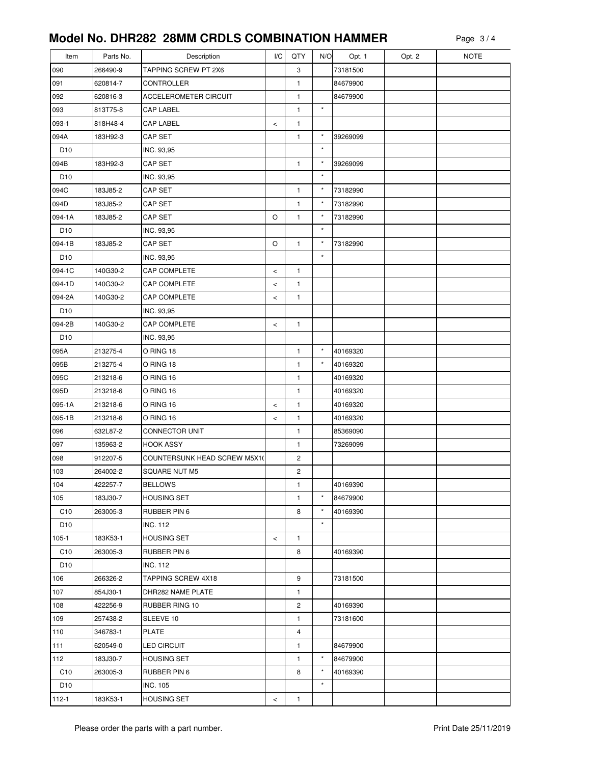# Model No. DHR282 28MM CRDLS COMBINATION HAMMER

| Item | Parts No. | Description | I/C | QTY | N/O | Opt. 1 | Opt. 2 | NOTE |
|---|---|---|---|---|---|---|---|---|
| 090 | 266490-9 | TAPPING SCREW PT 2X6 | | 3 | | 73181500 | | |
| 091 | 620814-7 | CONTROLLER | | 1 | | 84679900 | | |
| 092 | 620816-3 | ACCELEROMETER CIRCUIT | | 1 | | 84679900 | | |
| 093 | 813T75-8 | CAP LABEL | | 1 | * | | | |
| 093-1 | 818H48-4 | CAP LABEL | < | 1 | | | | |
| 094A | 183H92-3 | CAP SET | | 1 | * | 39269099 | | |
| D10 | | INC. 93,95 | | | * | | | |
| 094B | 183H92-3 | CAP SET | | 1 | * | 39269099 | | |
| D10 | | INC. 93,95 | | | * | | | |
| 094C | 183J85-2 | CAP SET | | 1 | * | 73182990 | | |
| 094D | 183J85-2 | CAP SET | | 1 | * | 73182990 | | |
| 094-1A | 183J85-2 | CAP SET | O | 1 | * | 73182990 | | |
| D10 | | INC. 93,95 | | | * | | | |
| 094-1B | 183J85-2 | CAP SET | O | 1 | * | 73182990 | | |
| D10 | | INC. 93,95 | | | * | | | |
| 094-1C | 140G30-2 | CAP COMPLETE | < | 1 | | | | |
| 094-1D | 140G30-2 | CAP COMPLETE | < | 1 | | | | |
| 094-2A | 140G30-2 | CAP COMPLETE | < | 1 | | | | |
| D10 | | INC. 93,95 | | | | | | |
| 094-2B | 140G30-2 | CAP COMPLETE | < | 1 | | | | |
| D10 | | INC. 93,95 | | | | | | |
| 095A | 213275-4 | O RING 18 | | 1 | * | 40169320 | | |
| 095B | 213275-4 | O RING 18 | | 1 | * | 40169320 | | |
| 095C | 213218-6 | O RING 16 | | 1 | | 40169320 | | |
| 095D | 213218-6 | O RING 16 | | 1 | | 40169320 | | |
| 095-1A | 213218-6 | O RING 16 | < | 1 | | 40169320 | | |
| 095-1B | 213218-6 | O RING 16 | < | 1 | | 40169320 | | |
| 096 | 632L87-2 | CONNECTOR UNIT | | 1 | | 85369090 | | |
| 097 | 135963-2 | HOOK ASSY | | 1 | | 73269099 | | |
| 098 | 912207-5 | COUNTERSUNK HEAD SCREW M5X1( | | 2 | | | | |
| 103 | 264002-2 | SQUARE NUT M5 | | 2 | | | | |
| 104 | 422257-7 | BELLOWS | | 1 | | 40169390 | | |
| 105 | 183J30-7 | HOUSING SET | | 1 | * | 84679900 | | |
| C10 | 263005-3 | RUBBER PIN 6 | | 8 | * | 40169390 | | |
| D10 | | INC. 112 | | | * | | | |
| 105-1 | 183K53-1 | HOUSING SET | < | 1 | | | | |
| C10 | 263005-3 | RUBBER PIN 6 | | 8 | | 40169390 | | |
| D10 | | INC. 112 | | | | | | |
| 106 | 266326-2 | TAPPING SCREW 4X18 | | 9 | | 73181500 | | |
| 107 | 854J30-1 | DHR282 NAME PLATE | | 1 | | | | |
| 108 | 422256-9 | RUBBER RING 10 | | 2 | | 40169390 | | |
| 109 | 257438-2 | SLEEVE 10 | | 1 | | 73181600 | | |
| 110 | 346783-1 | PLATE | | 4 | | | | |
| 111 | 620549-0 | LED CIRCUIT | | 1 | | 84679900 | | |
| 112 | 183J30-7 | HOUSING SET | | 1 | * | 84679900 | | |
| C10 | 263005-3 | RUBBER PIN 6 | | 8 | * | 40169390 | | |
| D10 | | INC. 105 | | | * | | | |
| 112-1 | 183K53-1 | HOUSING SET | < | 1 | | | | |

Please order the parts with a part number.

Print Date 25/11/2019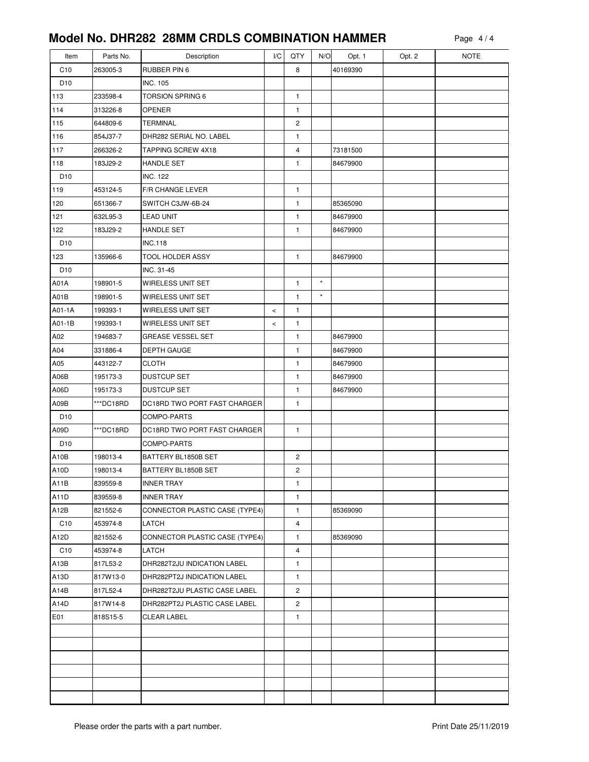# Model No. DHR282 28MM CRDLS COMBINATION HAMMER

| Item | Parts No. | Description | I/C | QTY | N/O | Opt. 1 | Opt. 2 | NOTE |
|---|---|---|---|---|---|---|---|---|
| C10 | 263005-3 | RUBBER PIN 6 | | 8 | | 40169390 | | |
| D10 | | INC. 105 | | | | | | |
| 113 | 233598-4 | TORSION SPRING 6 | | 1 | | | | |
| 114 | 313226-8 | OPENER | | 1 | | | | |
| 115 | 644809-6 | TERMINAL | | 2 | | | | |
| 116 | 854J37-7 | DHR282 SERIAL NO. LABEL | | 1 | | | | |
| 117 | 266326-2 | TAPPING SCREW 4X18 | | 4 | | 73181500 | | |
| 118 | 183J29-2 | HANDLE SET | | 1 | | 84679900 | | |
| D10 | | INC. 122 | | | | | | |
| 119 | 453124-5 | F/R CHANGE LEVER | | 1 | | | | |
| 120 | 651366-7 | SWITCH C3JW-6B-24 | | 1 | | 85365090 | | |
| 121 | 632L95-3 | LEAD UNIT | | 1 | | 84679900 | | |
| 122 | 183J29-2 | HANDLE SET | | 1 | | 84679900 | | |
| D10 | | INC.118 | | | | | | |
| 123 | 135966-6 | TOOL HOLDER ASSY | | 1 | | 84679900 | | |
| D10 | | INC. 31-45 | | | | | | |
| A01A | 198901-5 | WIRELESS UNIT SET | | 1 | * | | | |
| A01B | 198901-5 | WIRELESS UNIT SET | | 1 | * | | | |
| A01-1A | 199393-1 | WIRELESS UNIT SET | < | 1 | | | | |
| A01-1B | 199393-1 | WIRELESS UNIT SET | < | 1 | | | | |
| A02 | 194683-7 | GREASE VESSEL SET | | 1 | | 84679900 | | |
| A04 | 331886-4 | DEPTH GAUGE | | 1 | | 84679900 | | |
| A05 | 443122-7 | CLOTH | | 1 | | 84679900 | | |
| A06B | 195173-3 | DUSTCUP SET | | 1 | | 84679900 | | |
| A06D | 195173-3 | DUSTCUP SET | | 1 | | 84679900 | | |
| A09B | ***DC18RD | DC18RD TWO PORT FAST CHARGER | | 1 | | | | |
| D10 | | COMPO-PARTS | | | | | | |
| A09D | ***DC18RD | DC18RD TWO PORT FAST CHARGER | | 1 | | | | |
| D10 | | COMPO-PARTS | | | | | | |
| A10B | 198013-4 | BATTERY BL1850B SET | | 2 | | | | |
| A10D | 198013-4 | BATTERY BL1850B SET | | 2 | | | | |
| A11B | 839559-8 | INNER TRAY | | 1 | | | | |
| A11D | 839559-8 | INNER TRAY | | 1 | | | | |
| A12B | 821552-6 | CONNECTOR PLASTIC CASE (TYPE4) | | 1 | | 85369090 | | |
| C10 | 453974-8 | LATCH | | 4 | | | | |
| A12D | 821552-6 | CONNECTOR PLASTIC CASE (TYPE4) | | 1 | | 85369090 | | |
| C10 | 453974-8 | LATCH | | 4 | | | | |
| A13B | 817L53-2 | DHR282T2JU INDICATION LABEL | | 1 | | | | |
| A13D | 817W13-0 | DHR282PT2J INDICATION LABEL | | 1 | | | | |
| A14B | 817L52-4 | DHR282T2JU PLASTIC CASE LABEL | | 2 | | | | |
| A14D | 817W14-8 | DHR282PT2J PLASTIC CASE LABEL | | 2 | | | | |
| E01 | 818S15-5 | CLEAR LABEL | | 1 | | | | |

Please order the parts with a part number.

Print Date 25/11/2019